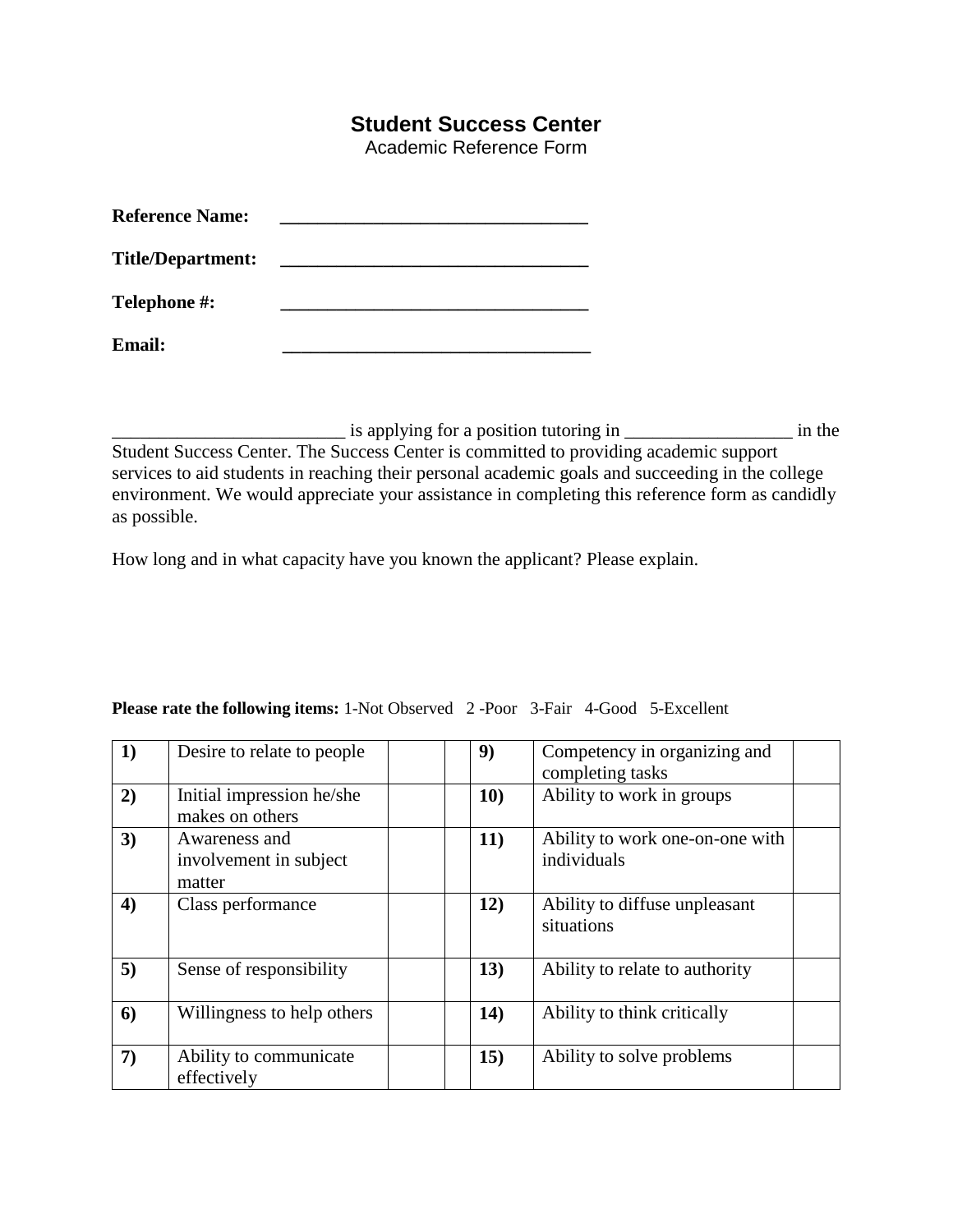# Student Success Center

Academic Reference Form

**Reference Name:** ______________________________

**Title/Department:** ______________________________

**Telephone #:** ______________________________

**Email:** ______________________________

_________________________ is applying for a position tutoring in __________________ in the Student Success Center. The Success Center is committed to providing academic support services to aid students in reaching their personal academic goals and succeeding in the college environment. We would appreciate your assistance in completing this reference form as candidly as possible.

How long and in what capacity have you known the applicant? Please explain.

**Please rate the following items:** 1-Not Observed 2 -Poor 3-Fair 4-Good 5-Excellent

| | | | | | | |
|---|---|---|---|---|---|---|
| **1)** | Desire to relate to people | | | **9)** | Competency in organizing and completing tasks | |
| **2)** | Initial impression he/she makes on others | | | **10)** | Ability to work in groups | |
| **3)** | Awareness and involvement in subject matter | | | **11)** | Ability to work one-on-one with individuals | |
| **4)** | Class performance | | | **12)** | Ability to diffuse unpleasant situations | |
| **5)** | Sense of responsibility | | | **13)** | Ability to relate to authority | |
| **6)** | Willingness to help others | | | **14)** | Ability to think critically | |
| **7)** | Ability to communicate effectively | | | **15)** | Ability to solve problems | |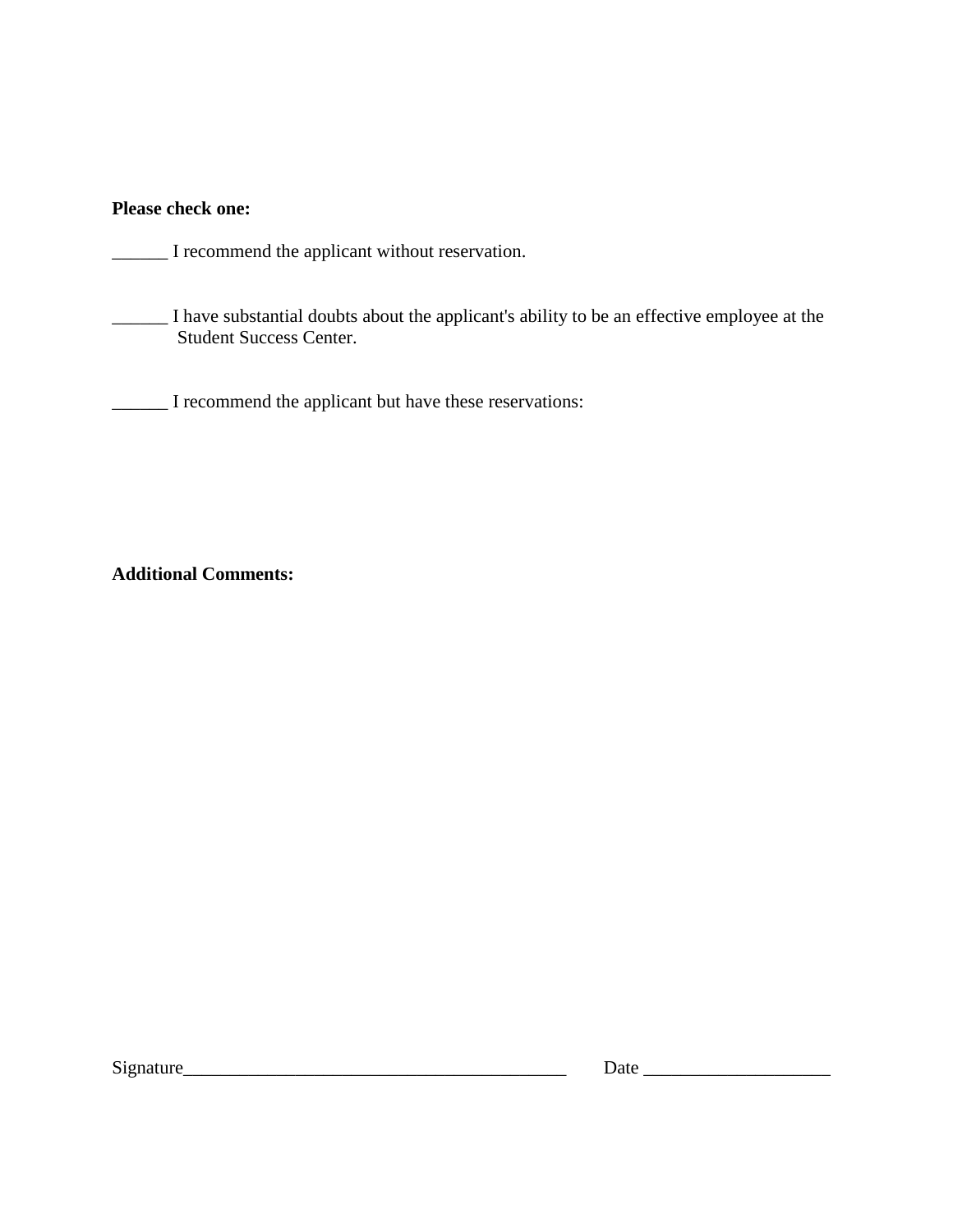**Please check one:**

______ I recommend the applicant without reservation.

______ I have substantial doubts about the applicant's ability to be an effective employee at the Student Success Center.

______ I recommend the applicant but have these reservations:

**Additional Comments:**

Signature__________________________________________ Date ____________________